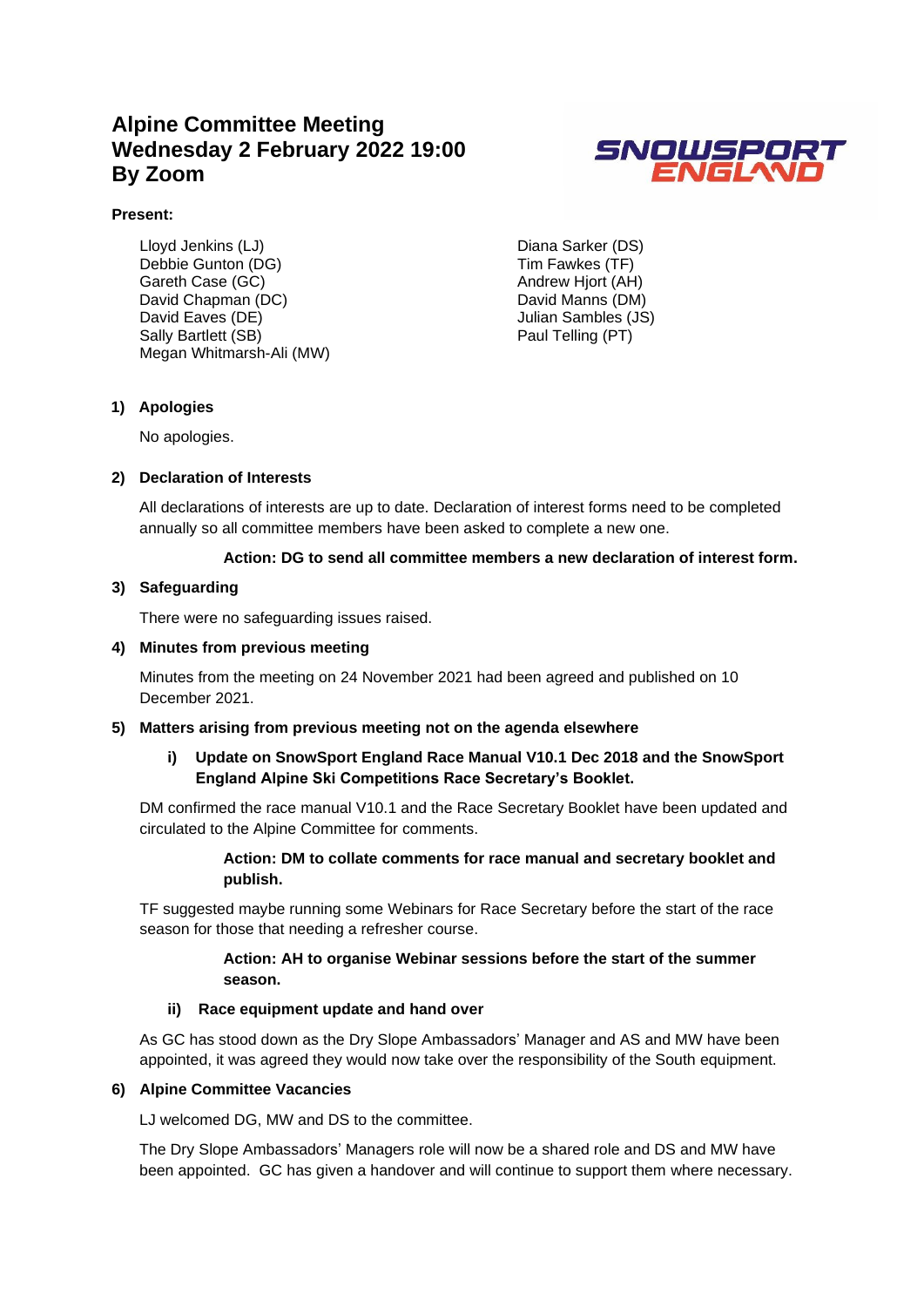# Alpine Committee Meeting
# Wednesday 2 February 2022 19:00
# By Zoom

**Present:**

Lloyd Jenkins (LJ)
Debbie Gunton (DG)
Gareth Case (GC)
David Chapman (DC)
David Eaves (DE)
Sally Bartlett (SB)
Megan Whitmarsh-Ali (MW)
Diana Sarker (DS)
Tim Fawkes (TF)
Andrew Hjort (AH)
David Manns (DM)
Julian Sambles (JS)
Paul Telling (PT)

## 1) Apologies

No apologies.

## 2) Declaration of Interests

All declarations of interests are up to date. Declaration of interest forms need to be completed annually so all committee members have been asked to complete a new one.

**Action: DG to send all committee members a new declaration of interest form.**

## 3) Safeguarding

There were no safeguarding issues raised.

## 4) Minutes from previous meeting

Minutes from the meeting on 24 November 2021 had been agreed and published on 10 December 2021.

## 5) Matters arising from previous meeting not on the agenda elsewhere

### i) Update on SnowSport England Race Manual V10.1 Dec 2018 and the SnowSport England Alpine Ski Competitions Race Secretary's Booklet.

DM confirmed the race manual V10.1 and the Race Secretary Booklet have been updated and circulated to the Alpine Committee for comments.

**Action: DM to collate comments for race manual and secretary booklet and publish.**

TF suggested maybe running some Webinars for Race Secretary before the start of the race season for those that needing a refresher course.

**Action: AH to organise Webinar sessions before the start of the summer season.**

### ii) Race equipment update and hand over

As GC has stood down as the Dry Slope Ambassadors' Manager and AS and MW have been appointed, it was agreed they would now take over the responsibility of the South equipment.

## 6) Alpine Committee Vacancies

LJ welcomed DG, MW and DS to the committee.

The Dry Slope Ambassadors' Managers role will now be a shared role and DS and MW have been appointed. GC has given a handover and will continue to support them where necessary.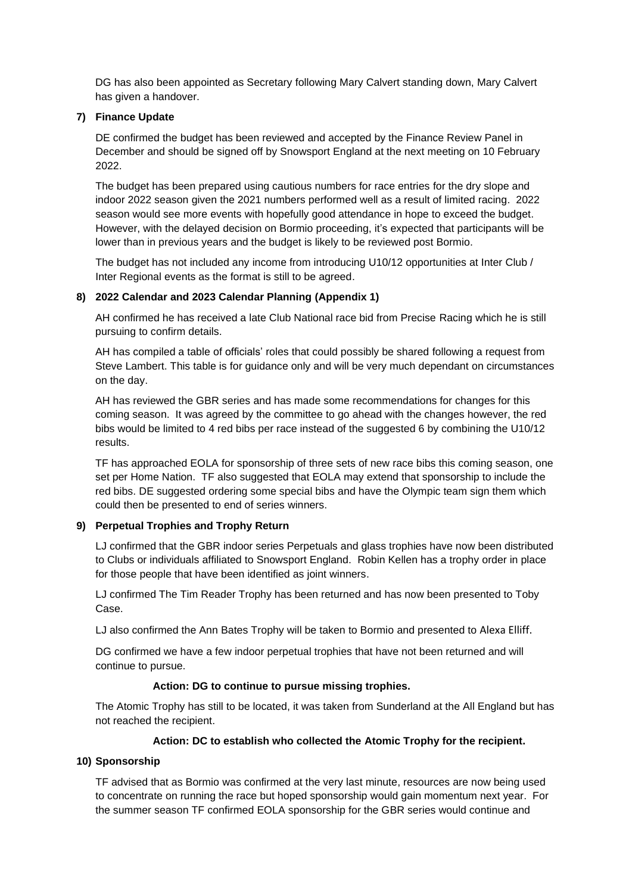DG has also been appointed as Secretary following Mary Calvert standing down, Mary Calvert has given a handover.

**7) Finance Update**

DE confirmed the budget has been reviewed and accepted by the Finance Review Panel in December and should be signed off by Snowsport England at the next meeting on 10 February 2022.

The budget has been prepared using cautious numbers for race entries for the dry slope and indoor 2022 season given the 2021 numbers performed well as a result of limited racing. 2022 season would see more events with hopefully good attendance in hope to exceed the budget. However, with the delayed decision on Bormio proceeding, it's expected that participants will be lower than in previous years and the budget is likely to be reviewed post Bormio.

The budget has not included any income from introducing U10/12 opportunities at Inter Club / Inter Regional events as the format is still to be agreed.

**8) 2022 Calendar and 2023 Calendar Planning (Appendix 1)**

AH confirmed he has received a late Club National race bid from Precise Racing which he is still pursuing to confirm details.

AH has compiled a table of officials' roles that could possibly be shared following a request from Steve Lambert. This table is for guidance only and will be very much dependant on circumstances on the day.

AH has reviewed the GBR series and has made some recommendations for changes for this coming season. It was agreed by the committee to go ahead with the changes however, the red bibs would be limited to 4 red bibs per race instead of the suggested 6 by combining the U10/12 results.

TF has approached EOLA for sponsorship of three sets of new race bibs this coming season, one set per Home Nation. TF also suggested that EOLA may extend that sponsorship to include the red bibs. DE suggested ordering some special bibs and have the Olympic team sign them which could then be presented to end of series winners.

**9) Perpetual Trophies and Trophy Return**

LJ confirmed that the GBR indoor series Perpetuals and glass trophies have now been distributed to Clubs or individuals affiliated to Snowsport England. Robin Kellen has a trophy order in place for those people that have been identified as joint winners.

LJ confirmed The Tim Reader Trophy has been returned and has now been presented to Toby Case.

LJ also confirmed the Ann Bates Trophy will be taken to Bormio and presented to Alexa Elliff.

DG confirmed we have a few indoor perpetual trophies that have not been returned and will continue to pursue.

**Action: DG to continue to pursue missing trophies.**

The Atomic Trophy has still to be located, it was taken from Sunderland at the All England but has not reached the recipient.

**Action: DC to establish who collected the Atomic Trophy for the recipient.**

**10) Sponsorship**

TF advised that as Bormio was confirmed at the very last minute, resources are now being used to concentrate on running the race but hoped sponsorship would gain momentum next year. For the summer season TF confirmed EOLA sponsorship for the GBR series would continue and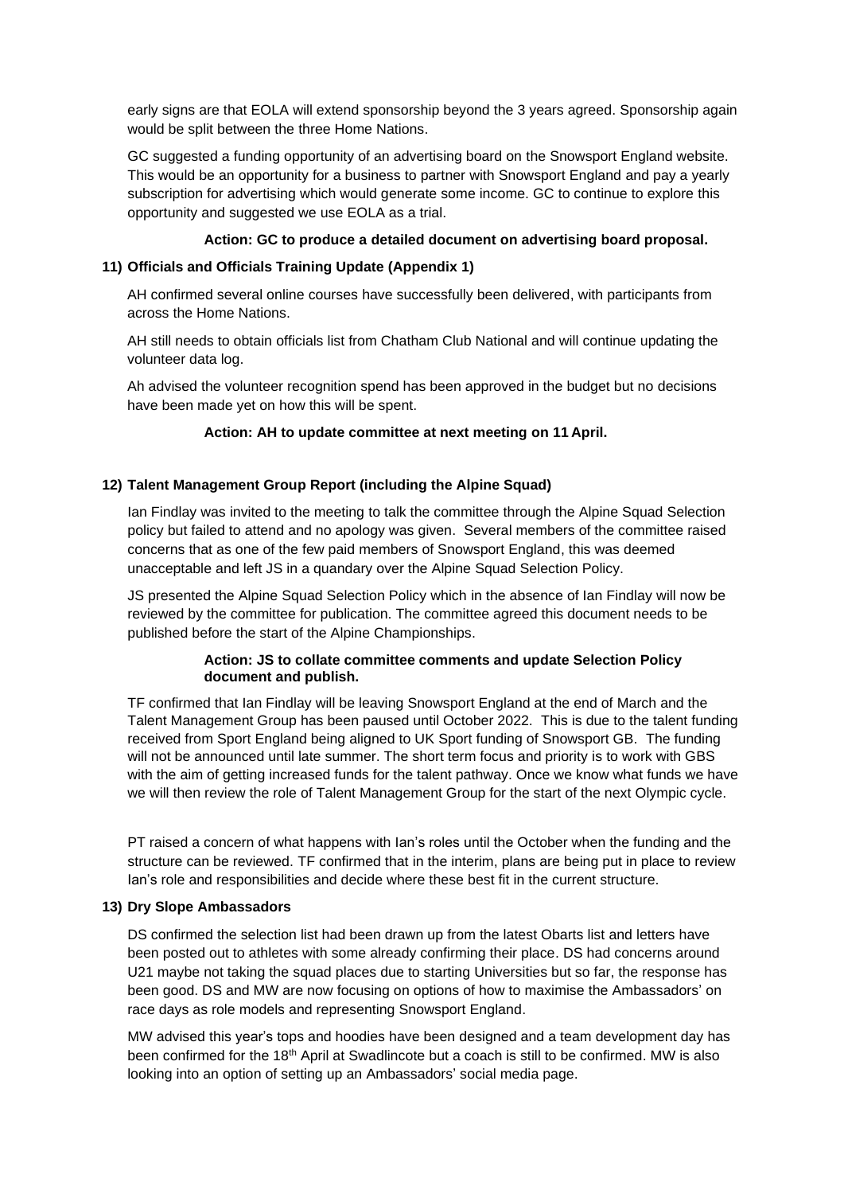early signs are that EOLA will extend sponsorship beyond the 3 years agreed. Sponsorship again would be split between the three Home Nations.

GC suggested a funding opportunity of an advertising board on the Snowsport England website. This would be an opportunity for a business to partner with Snowsport England and pay a yearly subscription for advertising which would generate some income. GC to continue to explore this opportunity and suggested we use EOLA as a trial.

**Action: GC to produce a detailed document on advertising board proposal.**

**11) Officials and Officials Training Update (Appendix 1)**

AH confirmed several online courses have successfully been delivered, with participants from across the Home Nations.

AH still needs to obtain officials list from Chatham Club National and will continue updating the volunteer data log.

Ah advised the volunteer recognition spend has been approved in the budget but no decisions have been made yet on how this will be spent.

**Action: AH to update committee at next meeting on 11 April.**

**12) Talent Management Group Report (including the Alpine Squad)**

Ian Findlay was invited to the meeting to talk the committee through the Alpine Squad Selection policy but failed to attend and no apology was given. Several members of the committee raised concerns that as one of the few paid members of Snowsport England, this was deemed unacceptable and left JS in a quandary over the Alpine Squad Selection Policy.

JS presented the Alpine Squad Selection Policy which in the absence of Ian Findlay will now be reviewed by the committee for publication. The committee agreed this document needs to be published before the start of the Alpine Championships.

**Action: JS to collate committee comments and update Selection Policy document and publish.**

TF confirmed that Ian Findlay will be leaving Snowsport England at the end of March and the Talent Management Group has been paused until October 2022. This is due to the talent funding received from Sport England being aligned to UK Sport funding of Snowsport GB. The funding will not be announced until late summer. The short term focus and priority is to work with GBS with the aim of getting increased funds for the talent pathway. Once we know what funds we have we will then review the role of Talent Management Group for the start of the next Olympic cycle.

PT raised a concern of what happens with Ian's roles until the October when the funding and the structure can be reviewed. TF confirmed that in the interim, plans are being put in place to review Ian's role and responsibilities and decide where these best fit in the current structure.

**13) Dry Slope Ambassadors**

DS confirmed the selection list had been drawn up from the latest Obarts list and letters have been posted out to athletes with some already confirming their place. DS had concerns around U21 maybe not taking the squad places due to starting Universities but so far, the response has been good. DS and MW are now focusing on options of how to maximise the Ambassadors' on race days as role models and representing Snowsport England.

MW advised this year's tops and hoodies have been designed and a team development day has been confirmed for the 18th April at Swadlincote but a coach is still to be confirmed. MW is also looking into an option of setting up an Ambassadors' social media page.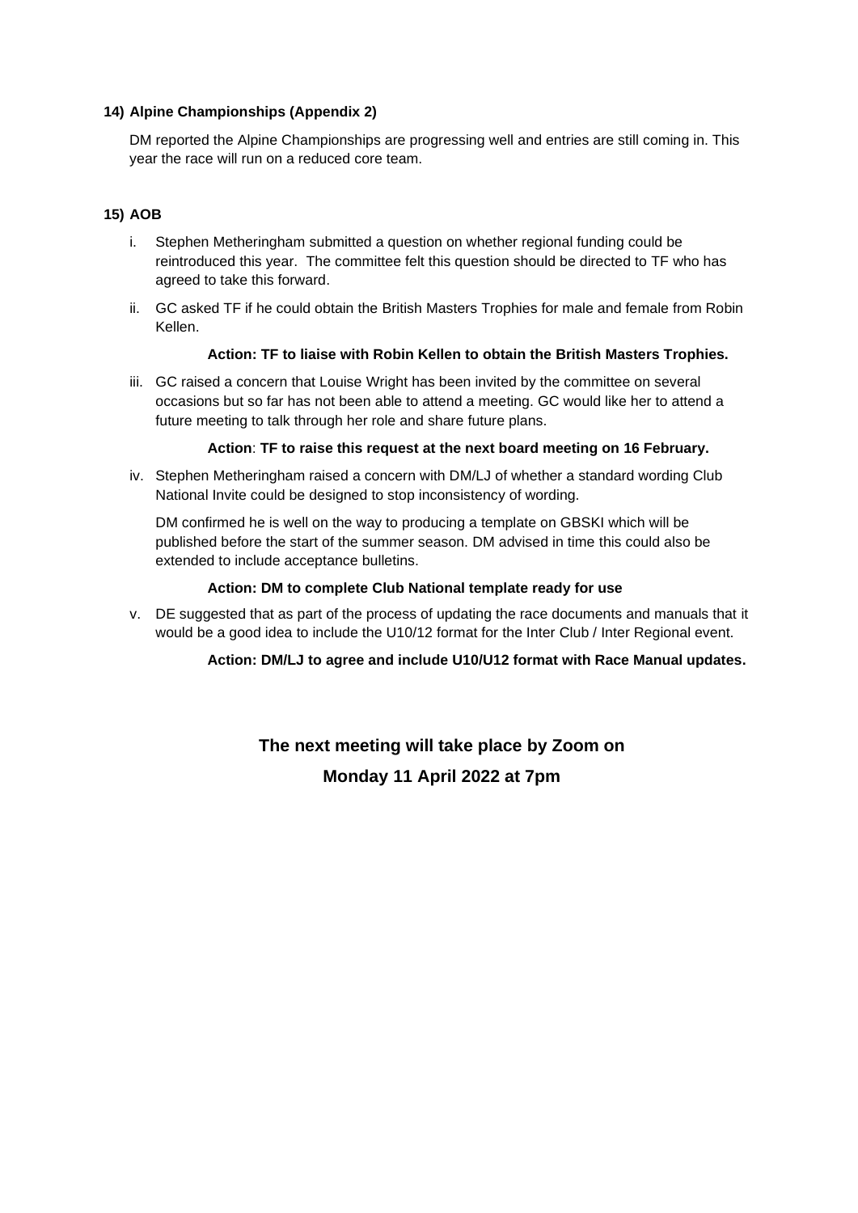**14) Alpine Championships (Appendix 2)**

DM reported the Alpine Championships are progressing well and entries are still coming in. This year the race will run on a reduced core team.

**15) AOB**

i. Stephen Metheringham submitted a question on whether regional funding could be reintroduced this year. The committee felt this question should be directed to TF who has agreed to take this forward.

ii. GC asked TF if he could obtain the British Masters Trophies for male and female from Robin Kellen.

**Action: TF to liaise with Robin Kellen to obtain the British Masters Trophies.**

iii. GC raised a concern that Louise Wright has been invited by the committee on several occasions but so far has not been able to attend a meeting. GC would like her to attend a future meeting to talk through her role and share future plans.

**Action**: **TF to raise this request at the next board meeting on 16 February.**

iv. Stephen Metheringham raised a concern with DM/LJ of whether a standard wording Club National Invite could be designed to stop inconsistency of wording.

DM confirmed he is well on the way to producing a template on GBSKI which will be published before the start of the summer season. DM advised in time this could also be extended to include acceptance bulletins.

**Action: DM to complete Club National template ready for use**

v. DE suggested that as part of the process of updating the race documents and manuals that it would be a good idea to include the U10/12 format for the Inter Club / Inter Regional event.

**Action: DM/LJ to agree and include U10/U12 format with Race Manual updates.**

**The next meeting will take place by Zoom on**

**Monday 11 April 2022 at 7pm**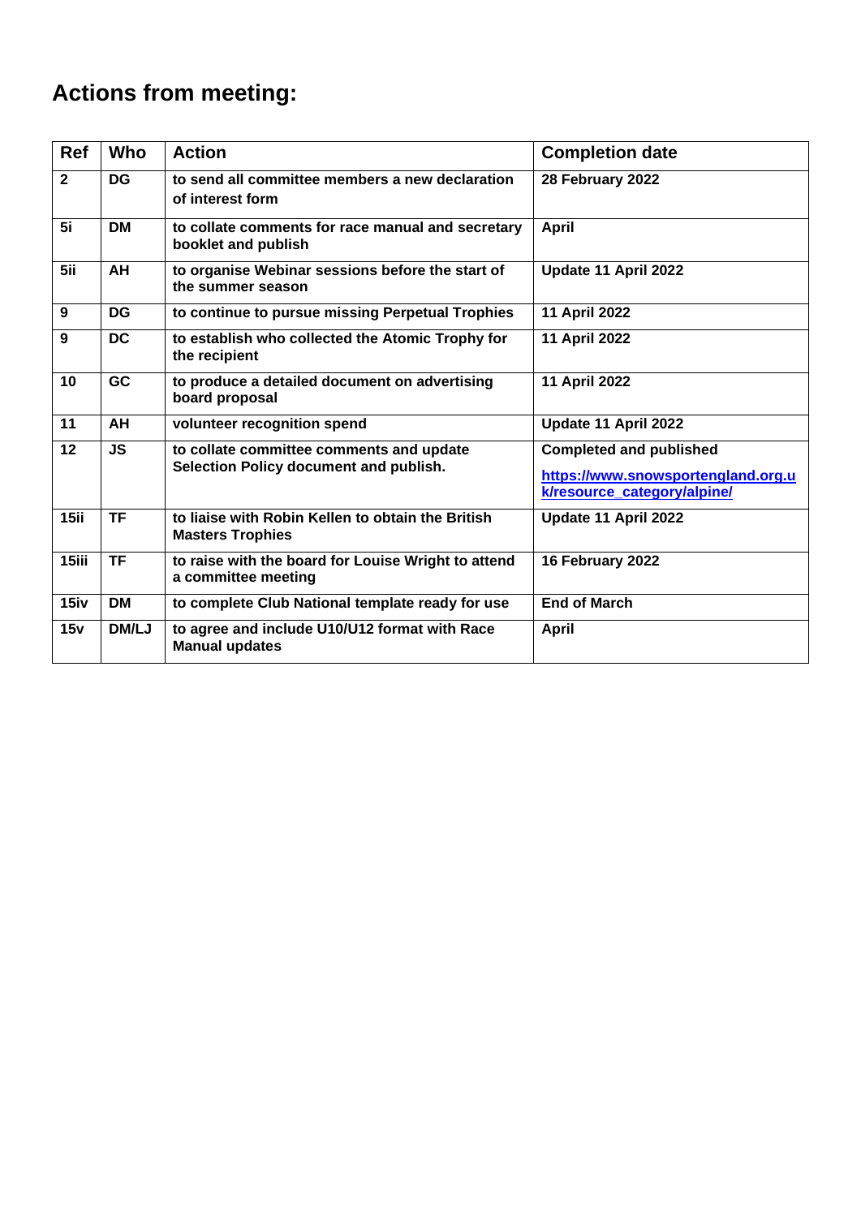## Actions from meeting:

| Ref | Who | Action | Completion date |
|---|---|---|---|
| 2 | DG | to send all committee members a new declaration of interest form | 28 February 2022 |
| 5i | DM | to collate comments for race manual and secretary booklet and publish | April |
| 5ii | AH | to organise Webinar sessions before the start of the summer season | Update 11 April 2022 |
| 9 | DG | to continue to pursue missing Perpetual Trophies | 11 April 2022 |
| 9 | DC | to establish who collected the Atomic Trophy for the recipient | 11 April 2022 |
| 10 | GC | to produce a detailed document on advertising board proposal | 11 April 2022 |
| 11 | AH | volunteer recognition spend | Update 11 April 2022 |
| 12 | JS | to collate committee comments and update Selection Policy document and publish. | Completed and published https://www.snowsportengland.org.uk/resource_category/alpine/ |
| 15ii | TF | to liaise with Robin Kellen to obtain the British Masters Trophies | Update 11 April 2022 |
| 15iii | TF | to raise with the board for Louise Wright to attend a committee meeting | 16 February 2022 |
| 15iv | DM | to complete Club National template ready for use | End of March |
| 15v | DM/LJ | to agree and include U10/U12 format with Race Manual updates | April |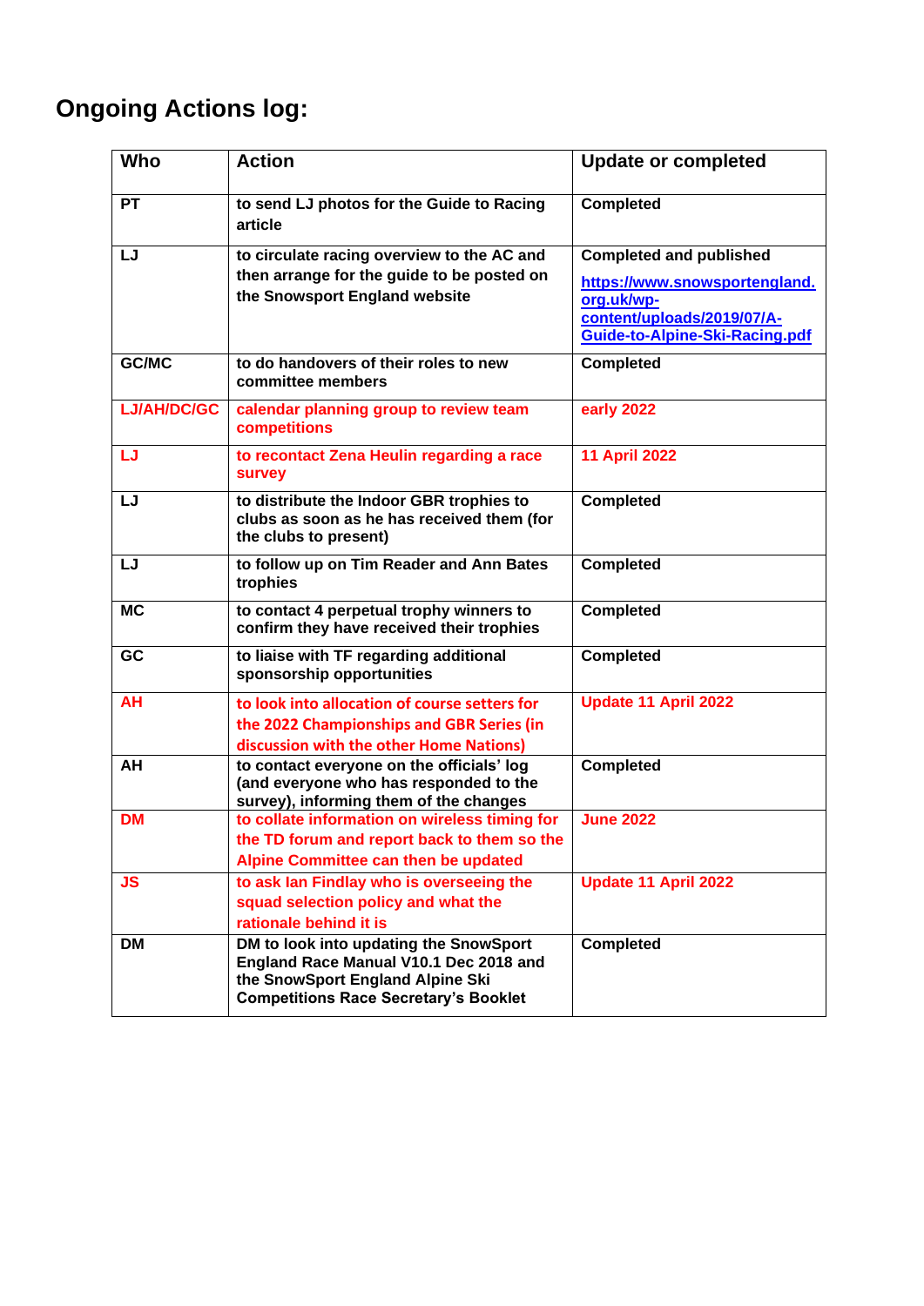# Ongoing Actions log:

| Who | Action | Update or completed |
|---|---|---|
| PT | to send LJ photos for the Guide to Racing article | Completed |
| LJ | to circulate racing overview to the AC and then arrange for the guide to be posted on the Snowsport England website | Completed and published https://www.snowsportengland.org.uk/wp-content/uploads/2019/07/A-Guide-to-Alpine-Ski-Racing.pdf |
| GC/MC | to do handovers of their roles to new committee members | Completed |
| LJ/AH/DC/GC | calendar planning group to review team competitions | early 2022 |
| LJ | to recontact Zena Heulin regarding a race survey | 11 April 2022 |
| LJ | to distribute the Indoor GBR trophies to clubs as soon as he has received them (for the clubs to present) | Completed |
| LJ | to follow up on Tim Reader and Ann Bates trophies | Completed |
| MC | to contact 4 perpetual trophy winners to confirm they have received their trophies | Completed |
| GC | to liaise with TF regarding additional sponsorship opportunities | Completed |
| AH | to look into allocation of course setters for the 2022 Championships and GBR Series (in discussion with the other Home Nations) | Update 11 April 2022 |
| AH | to contact everyone on the officials' log (and everyone who has responded to the survey), informing them of the changes | Completed |
| DM | to collate information on wireless timing for the TD forum and report back to them so the Alpine Committee can then be updated | June 2022 |
| JS | to ask Ian Findlay who is overseeing the squad selection policy and what the rationale behind it is | Update 11 April 2022 |
| DM | DM to look into updating the SnowSport England Race Manual V10.1 Dec 2018 and the SnowSport England Alpine Ski Competitions Race Secretary's Booklet | Completed |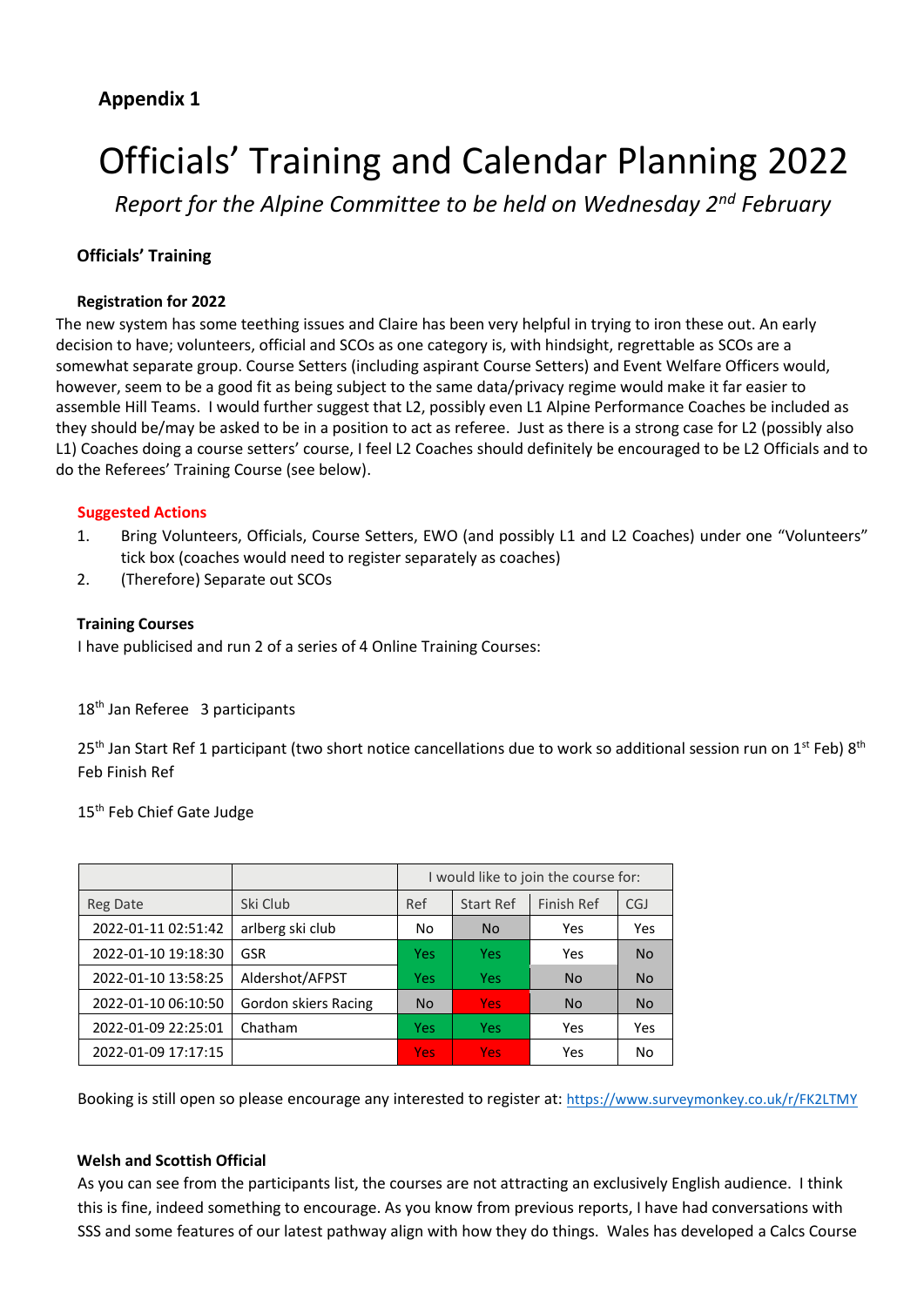## Appendix 1

# Officials' Training and Calendar Planning 2022

*Report for the Alpine Committee to be held on Wednesday 2nd February*

### Officials' Training

**Registration for 2022**

The new system has some teething issues and Claire has been very helpful in trying to iron these out. An early decision to have; volunteers, official and SCOs as one category is, with hindsight, regrettable as SCOs are a somewhat separate group. Course Setters (including aspirant Course Setters) and Event Welfare Officers would, however, seem to be a good fit as being subject to the same data/privacy regime would make it far easier to assemble Hill Teams. I would further suggest that L2, possibly even L1 Alpine Performance Coaches be included as they should be/may be asked to be in a position to act as referee. Just as there is a strong case for L2 (possibly also L1) Coaches doing a course setters' course, I feel L2 Coaches should definitely be encouraged to be L2 Officials and to do the Referees' Training Course (see below).

**Suggested Actions**

1. Bring Volunteers, Officials, Course Setters, EWO (and possibly L1 and L2 Coaches) under one "Volunteers" tick box (coaches would need to register separately as coaches)
2. (Therefore) Separate out SCOs

**Training Courses**

I have publicised and run 2 of a series of 4 Online Training Courses:

18th Jan Referee 3 participants

25th Jan Start Ref 1 participant (two short notice cancellations due to work so additional session run on 1st Feb) 8th Feb Finish Ref

15th Feb Chief Gate Judge

| | | I would like to join the course for: | | | |
|---|---|---|---|---|---|
| Reg Date | Ski Club | Ref | Start Ref | Finish Ref | CGJ |
| 2022-01-11 02:51:42 | arlberg ski club | No | No | Yes | Yes |
| 2022-01-10 19:18:30 | GSR | Yes | Yes | Yes | No |
| 2022-01-10 13:58:25 | Aldershot/AFPST | Yes | Yes | No | No |
| 2022-01-10 06:10:50 | Gordon skiers Racing | No | Yes | No | No |
| 2022-01-09 22:25:01 | Chatham | Yes | Yes | Yes | Yes |
| 2022-01-09 17:17:15 | | Yes | Yes | Yes | No |

Booking is still open so please encourage any interested to register at: https://www.surveymonkey.co.uk/r/FK2LTMY

**Welsh and Scottish Official**

As you can see from the participants list, the courses are not attracting an exclusively English audience. I think this is fine, indeed something to encourage. As you know from previous reports, I have had conversations with SSS and some features of our latest pathway align with how they do things. Wales has developed a Calcs Course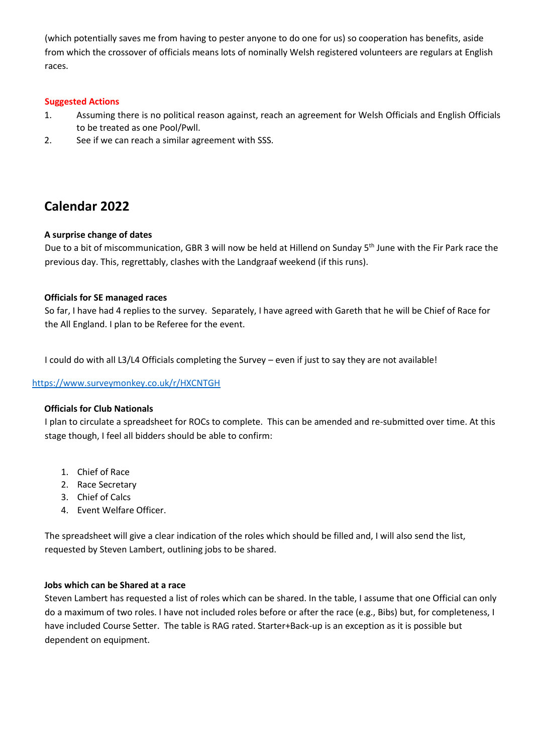(which potentially saves me from having to pester anyone to do one for us) so cooperation has benefits, aside from which the crossover of officials means lots of nominally Welsh registered volunteers are regulars at English races.

**Suggested Actions**

1. Assuming there is no political reason against, reach an agreement for Welsh Officials and English Officials to be treated as one Pool/Pwll.
2. See if we can reach a similar agreement with SSS.

## Calendar 2022

**A surprise change of dates**

Due to a bit of miscommunication, GBR 3 will now be held at Hillend on Sunday 5th June with the Fir Park race the previous day. This, regrettably, clashes with the Landgraaf weekend (if this runs).

**Officials for SE managed races**

So far, I have had 4 replies to the survey. Separately, I have agreed with Gareth that he will be Chief of Race for the All England. I plan to be Referee for the event.

I could do with all L3/L4 Officials completing the Survey – even if just to say they are not available!

https://www.surveymonkey.co.uk/r/HXCNTGH

**Officials for Club Nationals**

I plan to circulate a spreadsheet for ROCs to complete. This can be amended and re-submitted over time. At this stage though, I feel all bidders should be able to confirm:

1. Chief of Race
2. Race Secretary
3. Chief of Calcs
4. Event Welfare Officer.

The spreadsheet will give a clear indication of the roles which should be filled and, I will also send the list, requested by Steven Lambert, outlining jobs to be shared.

**Jobs which can be Shared at a race**

Steven Lambert has requested a list of roles which can be shared. In the table, I assume that one Official can only do a maximum of two roles. I have not included roles before or after the race (e.g., Bibs) but, for completeness, I have included Course Setter. The table is RAG rated. Starter+Back-up is an exception as it is possible but dependent on equipment.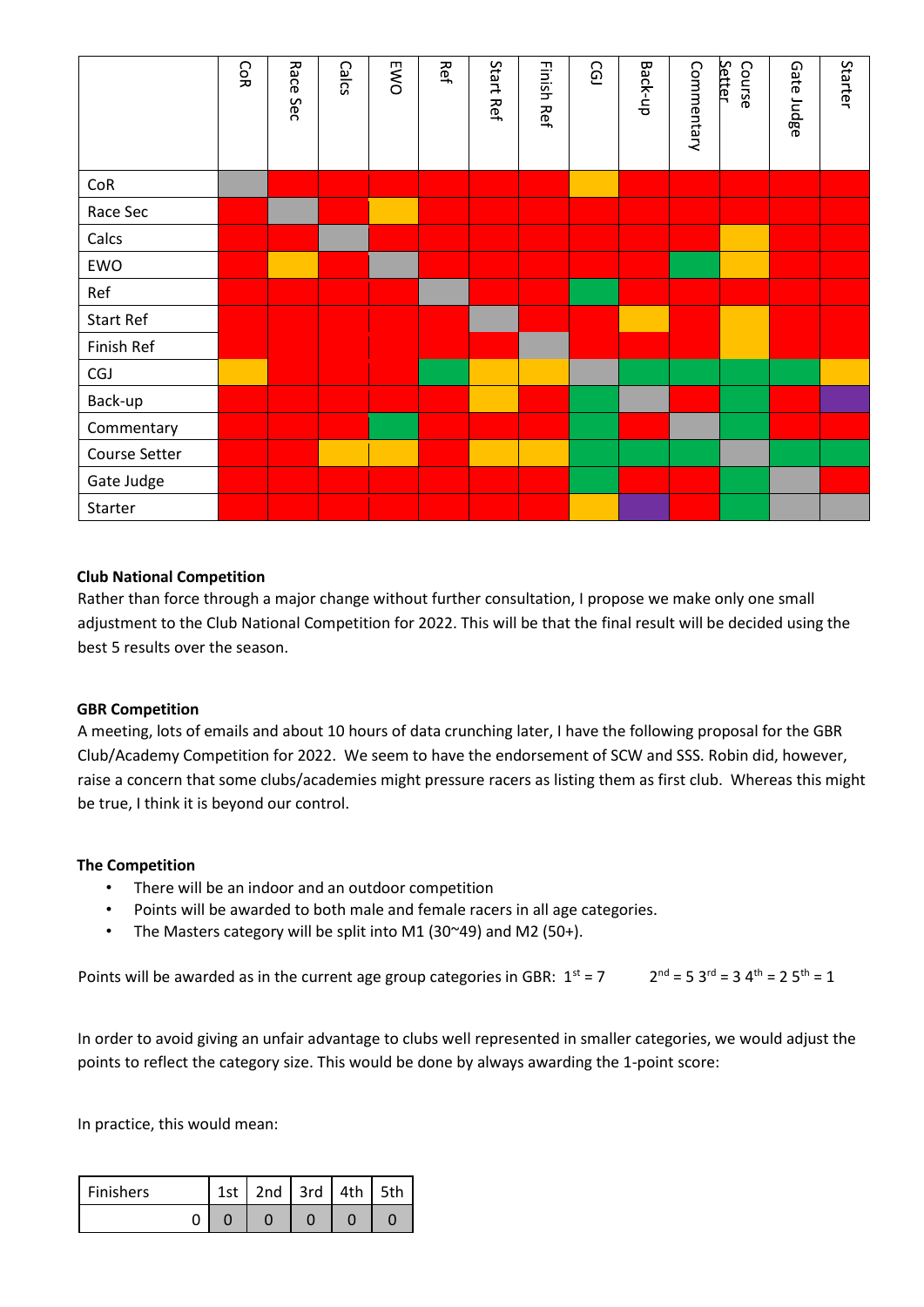| | CoR | Race Sec | Calcs | EWO | Ref | Start Ref | Finish Ref | CGJ | Back-up | Commentary | Course Setter | Gate Judge | Starter |
|---|---|---|---|---|---|---|---|---|---|---|---|---|---|
| CoR | | | | | | | | | | | | | |
| Race Sec | | | | | | | | | | | | | |
| Calcs | | | | | | | | | | | | | |
| EWO | | | | | | | | | | | | | |
| Ref | | | | | | | | | | | | | |
| Start Ref | | | | | | | | | | | | | |
| Finish Ref | | | | | | | | | | | | | |
| CGJ | | | | | | | | | | | | | |
| Back-up | | | | | | | | | | | | | |
| Commentary | | | | | | | | | | | | | |
| Course Setter | | | | | | | | | | | | | |
| Gate Judge | | | | | | | | | | | | | |
| Starter | | | | | | | | | | | | | |

**Club National Competition**

Rather than force through a major change without further consultation, I propose we make only one small adjustment to the Club National Competition for 2022. This will be that the final result will be decided using the best 5 results over the season.

**GBR Competition**

A meeting, lots of emails and about 10 hours of data crunching later, I have the following proposal for the GBR Club/Academy Competition for 2022. We seem to have the endorsement of SCW and SSS. Robin did, however, raise a concern that some clubs/academies might pressure racers as listing them as first club. Whereas this might be true, I think it is beyond our control.

**The Competition**

- There will be an indoor and an outdoor competition
- Points will be awarded to both male and female racers in all age categories.
- The Masters category will be split into M1 (30~49) and M2 (50+).

Points will be awarded as in the current age group categories in GBR: 1st = 7 2nd = 5 3rd = 3 4th = 2 5th = 1

In order to avoid giving an unfair advantage to clubs well represented in smaller categories, we would adjust the points to reflect the category size. This would be done by always awarding the 1-point score:

In practice, this would mean:

| Finishers | 1st | 2nd | 3rd | 4th | 5th |
|---|---|---|---|---|---|
| 0 | 0 | 0 | 0 | 0 | 0 |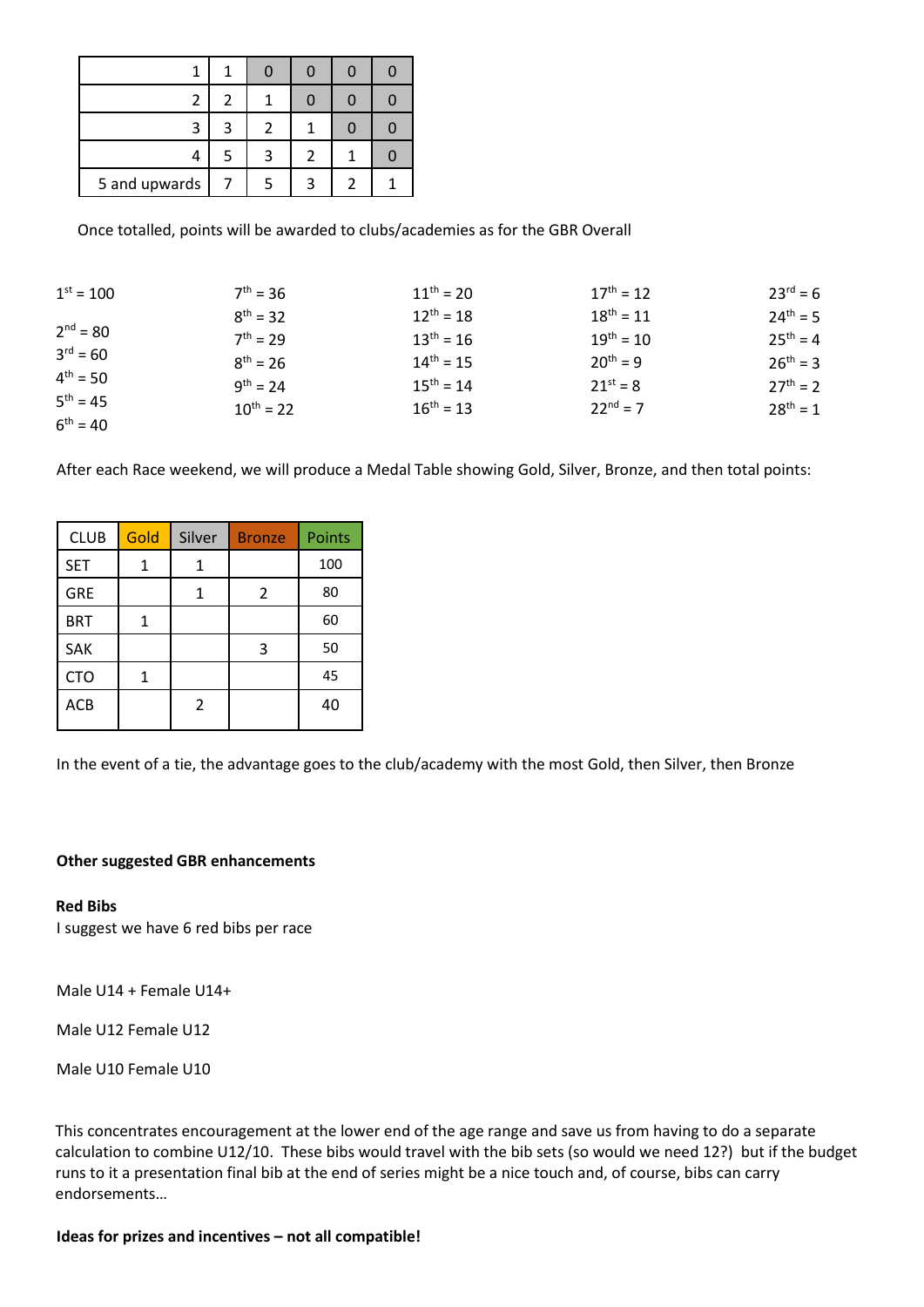| | | | | | |
|---|---|---|---|---|---|
| 1 | 1 | 0 | 0 | 0 | 0 |
| 2 | 2 | 1 | 0 | 0 | 0 |
| 3 | 3 | 2 | 1 | 0 | 0 |
| 4 | 5 | 3 | 2 | 1 | 0 |
| 5 and upwards | 7 | 5 | 3 | 2 | 1 |

Once totalled, points will be awarded to clubs/academies as for the GBR Overall

1st = 100
2nd = 80
3rd = 60
4th = 50
5th = 45
6th = 40

7th = 36
8th = 32
7th = 29
8th = 26
9th = 24
10th = 22

11th = 20
12th = 18
13th = 16
14th = 15
15th = 14
16th = 13

17th = 12
18th = 11
19th = 10
20th = 9
21st = 8
22nd = 7

23rd = 6
24th = 5
25th = 4
26th = 3
27th = 2
28th = 1

After each Race weekend, we will produce a Medal Table showing Gold, Silver, Bronze, and then total points:

| CLUB | Gold | Silver | Bronze | Points |
|---|---|---|---|---|
| SET | 1 | 1 | | 100 |
| GRE | | 1 | 2 | 80 |
| BRT | 1 | | | 60 |
| SAK | | | 3 | 50 |
| CTO | 1 | | | 45 |
| ACB | | 2 | | 40 |

In the event of a tie, the advantage goes to the club/academy with the most Gold, then Silver, then Bronze

**Other suggested GBR enhancements**

**Red Bibs**
I suggest we have 6 red bibs per race

Male U14 + Female U14+

Male U12 Female U12

Male U10 Female U10

This concentrates encouragement at the lower end of the age range and save us from having to do a separate calculation to combine U12/10. These bibs would travel with the bib sets (so would we need 12?) but if the budget runs to it a presentation final bib at the end of series might be a nice touch and, of course, bibs can carry endorsements…

**Ideas for prizes and incentives – not all compatible!**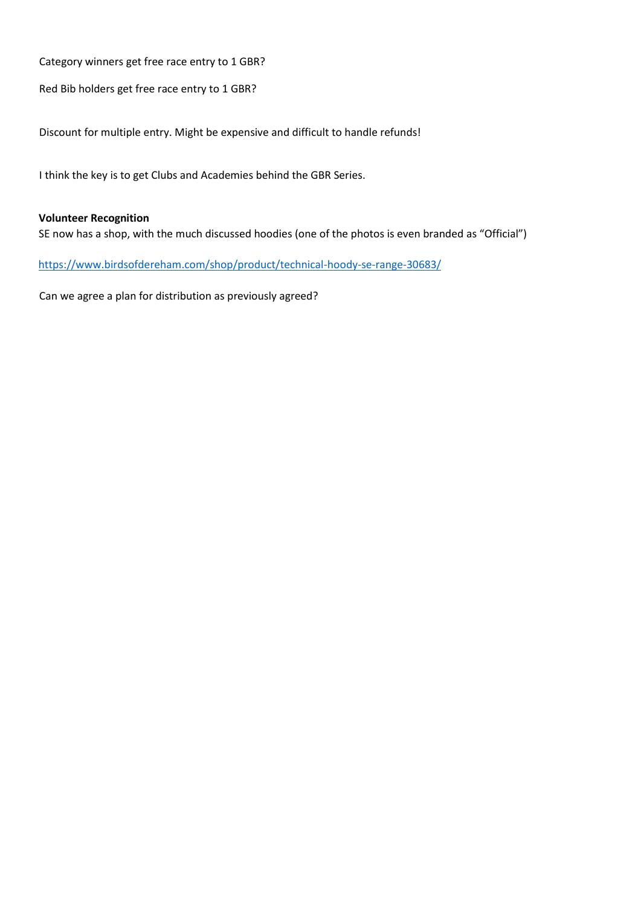Category winners get free race entry to 1 GBR?

Red Bib holders get free race entry to 1 GBR?

Discount for multiple entry. Might be expensive and difficult to handle refunds!

I think the key is to get Clubs and Academies behind the GBR Series.

**Volunteer Recognition**

SE now has a shop, with the much discussed hoodies (one of the photos is even branded as "Official")

https://www.birdsofdereham.com/shop/product/technical-hoody-se-range-30683/

Can we agree a plan for distribution as previously agreed?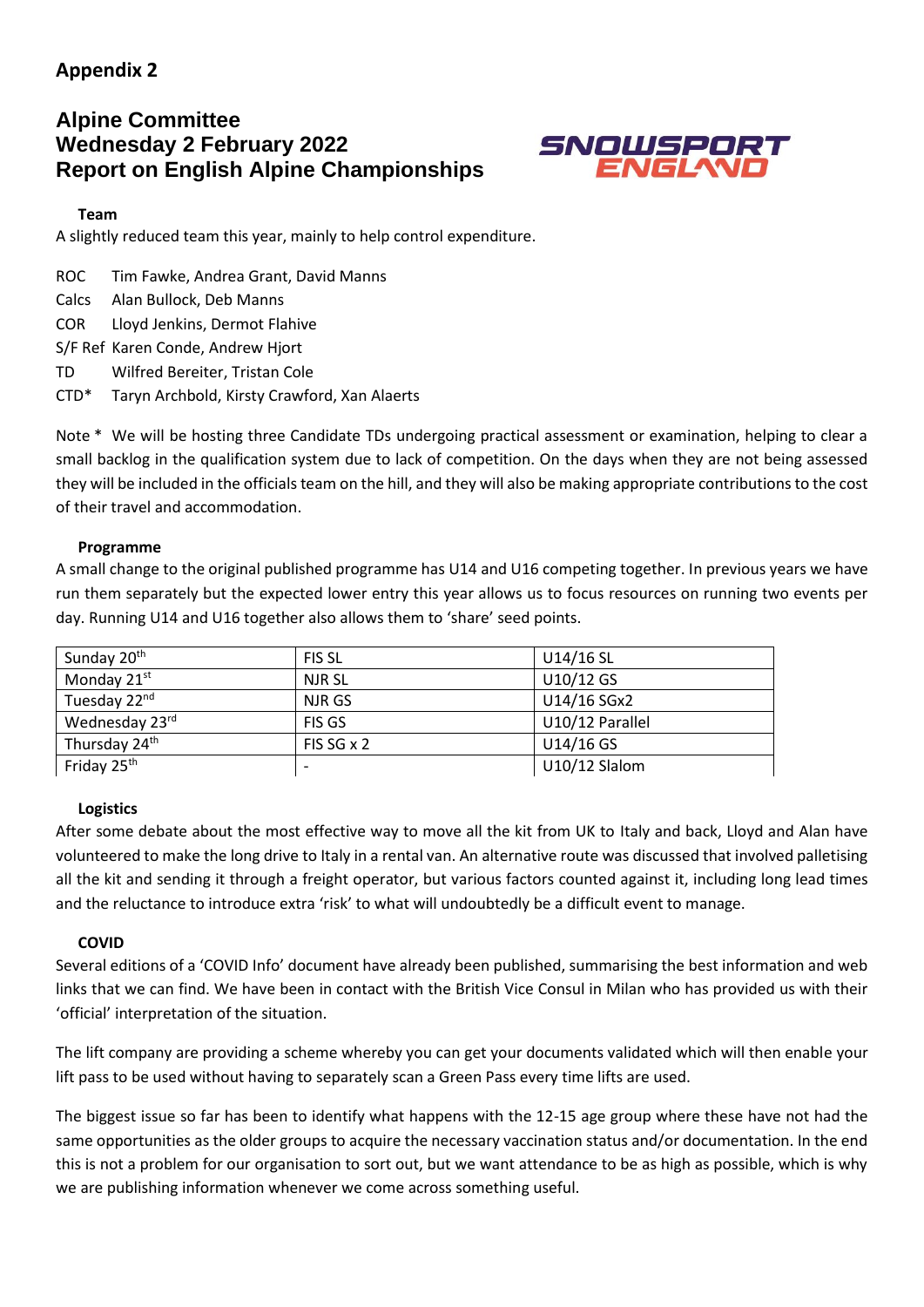## Appendix 2

# Alpine Committee
# Wednesday 2 February 2022
# Report on English Alpine Championships

SNOWSPORT ENGLAND

**Team**

A slightly reduced team this year, mainly to help control expenditure.

ROC Tim Fawke, Andrea Grant, David Manns
Calcs Alan Bullock, Deb Manns
COR Lloyd Jenkins, Dermot Flahive
S/F Ref Karen Conde, Andrew Hjort
TD Wilfred Bereiter, Tristan Cole
CTD* Taryn Archbold, Kirsty Crawford, Xan Alaerts

Note * We will be hosting three Candidate TDs undergoing practical assessment or examination, helping to clear a small backlog in the qualification system due to lack of competition. On the days when they are not being assessed they will be included in the officials team on the hill, and they will also be making appropriate contributions to the cost of their travel and accommodation.

**Programme**

A small change to the original published programme has U14 and U16 competing together. In previous years we have run them separately but the expected lower entry this year allows us to focus resources on running two events per day. Running U14 and U16 together also allows them to 'share' seed points.

| Sunday 20th | FIS SL | U14/16 SL |
|---|---|---|
| Monday 21st | NJR SL | U10/12 GS |
| Tuesday 22nd | NJR GS | U14/16 SGx2 |
| Wednesday 23rd | FIS GS | U10/12 Parallel |
| Thursday 24th | FIS SG x 2 | U14/16 GS |
| Friday 25th | - | U10/12 Slalom |

**Logistics**

After some debate about the most effective way to move all the kit from UK to Italy and back, Lloyd and Alan have volunteered to make the long drive to Italy in a rental van. An alternative route was discussed that involved palletising all the kit and sending it through a freight operator, but various factors counted against it, including long lead times and the reluctance to introduce extra 'risk' to what will undoubtedly be a difficult event to manage.

**COVID**

Several editions of a 'COVID Info' document have already been published, summarising the best information and web links that we can find. We have been in contact with the British Vice Consul in Milan who has provided us with their 'official' interpretation of the situation.

The lift company are providing a scheme whereby you can get your documents validated which will then enable your lift pass to be used without having to separately scan a Green Pass every time lifts are used.

The biggest issue so far has been to identify what happens with the 12-15 age group where these have not had the same opportunities as the older groups to acquire the necessary vaccination status and/or documentation. In the end this is not a problem for our organisation to sort out, but we want attendance to be as high as possible, which is why we are publishing information whenever we come across something useful.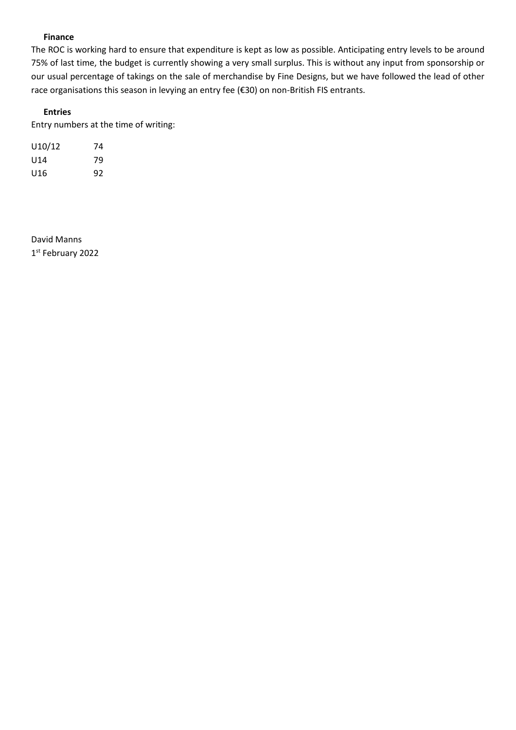**Finance**

The ROC is working hard to ensure that expenditure is kept as low as possible. Anticipating entry levels to be around 75% of last time, the budget is currently showing a very small surplus. This is without any input from sponsorship or our usual percentage of takings on the sale of merchandise by Fine Designs, but we have followed the lead of other race organisations this season in levying an entry fee (€30) on non-British FIS entrants.

**Entries**

Entry numbers at the time of writing:

| | |
|---|---|
| U10/12 | 74 |
| U14 | 79 |
| U16 | 92 |

David Manns
1st February 2022